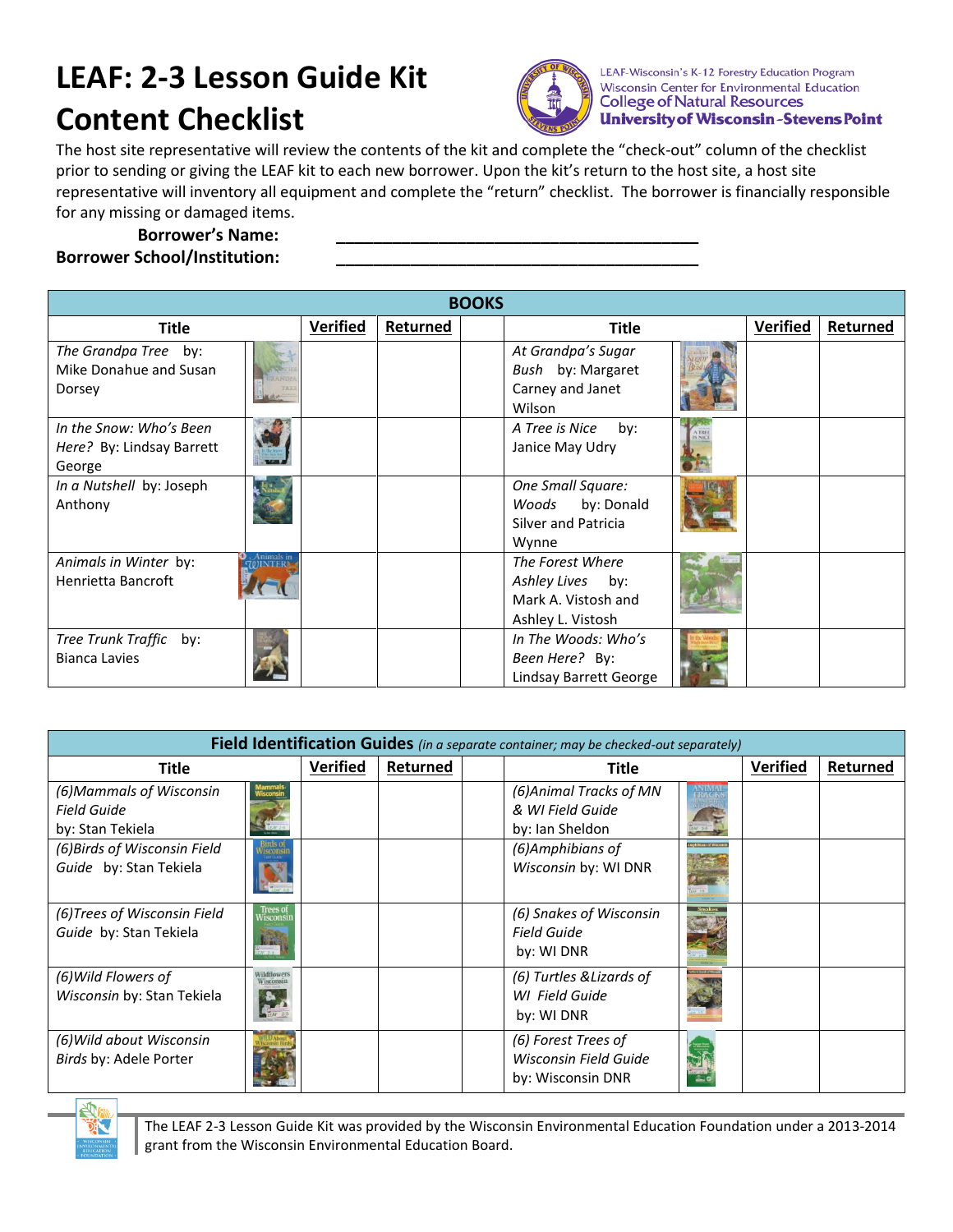# LEAF: 2-3 Lesson Guide Kit Content Checklist

LEAF-Wisconsin's K-12 Forestry Education Program
Wisconsin Center for Environmental Education
College of Natural Resources
University of Wisconsin-Stevens Point

The host site representative will review the contents of the kit and complete the "check-out" column of the checklist prior to sending or giving the LEAF kit to each new borrower. Upon the kit's return to the host site, a host site representative will inventory all equipment and complete the "return" checklist. The borrower is financially responsible for any missing or damaged items.

**Borrower's Name:** ________________________________________

**Borrower School/Institution:** ________________________________________

| BOOKS | | | | | | | |
|---|---|---|---|---|---|---|---|
| **Title** | | **Verified** | **Returned** | **Title** | | **Verified** | **Returned** |
| *The Grandpa Tree* by: Mike Donahue and Susan Dorsey | | | | *At Grandpa's Sugar Bush* by: Margaret Carney and Janet Wilson | | | |
| *In the Snow: Who's Been Here?* By: Lindsay Barrett George | | | | *A Tree is Nice* by: Janice May Udry | | | |
| *In a Nutshell* by: Joseph Anthony | | | | *One Small Square: Woods* by: Donald Silver and Patricia Wynne | | | |
| *Animals in Winter* by: Henrietta Bancroft | | | | *The Forest Where Ashley Lives* by: Mark A. Vistosh and Ashley L. Vistosh | | | |
| *Tree Trunk Traffic* by: Bianca Lavies | | | | *In The Woods: Who's Been Here?* By: Lindsay Barrett George | | | |

| **Field Identification Guides** *(in a separate container; may be checked-out separately)* | | | | | | | |
|---|---|---|---|---|---|---|---|
| **Title** | | **Verified** | **Returned** | **Title** | | **Verified** | **Returned** |
| *(6)Mammals of Wisconsin Field Guide* by: Stan Tekiela | | | | *(6)Animal Tracks of MN & WI Field Guide* by: Ian Sheldon | | | |
| *(6)Birds of Wisconsin Field Guide* by: Stan Tekiela | | | | *(6)Amphibians of Wisconsin* by: WI DNR | | | |
| *(6)Trees of Wisconsin Field Guide* by: Stan Tekiela | | | | *(6) Snakes of Wisconsin Field Guide* by: WI DNR | | | |
| *(6)Wild Flowers of Wisconsin* by: Stan Tekiela | | | | *(6) Turtles &Lizards of WI Field Guide* by: WI DNR | | | |
| *(6)Wild about Wisconsin Birds* by: Adele Porter | | | | *(6) Forest Trees of Wisconsin Field Guide* by: Wisconsin DNR | | | |

The LEAF 2-3 Lesson Guide Kit was provided by the Wisconsin Environmental Education Foundation under a 2013-2014 grant from the Wisconsin Environmental Education Board.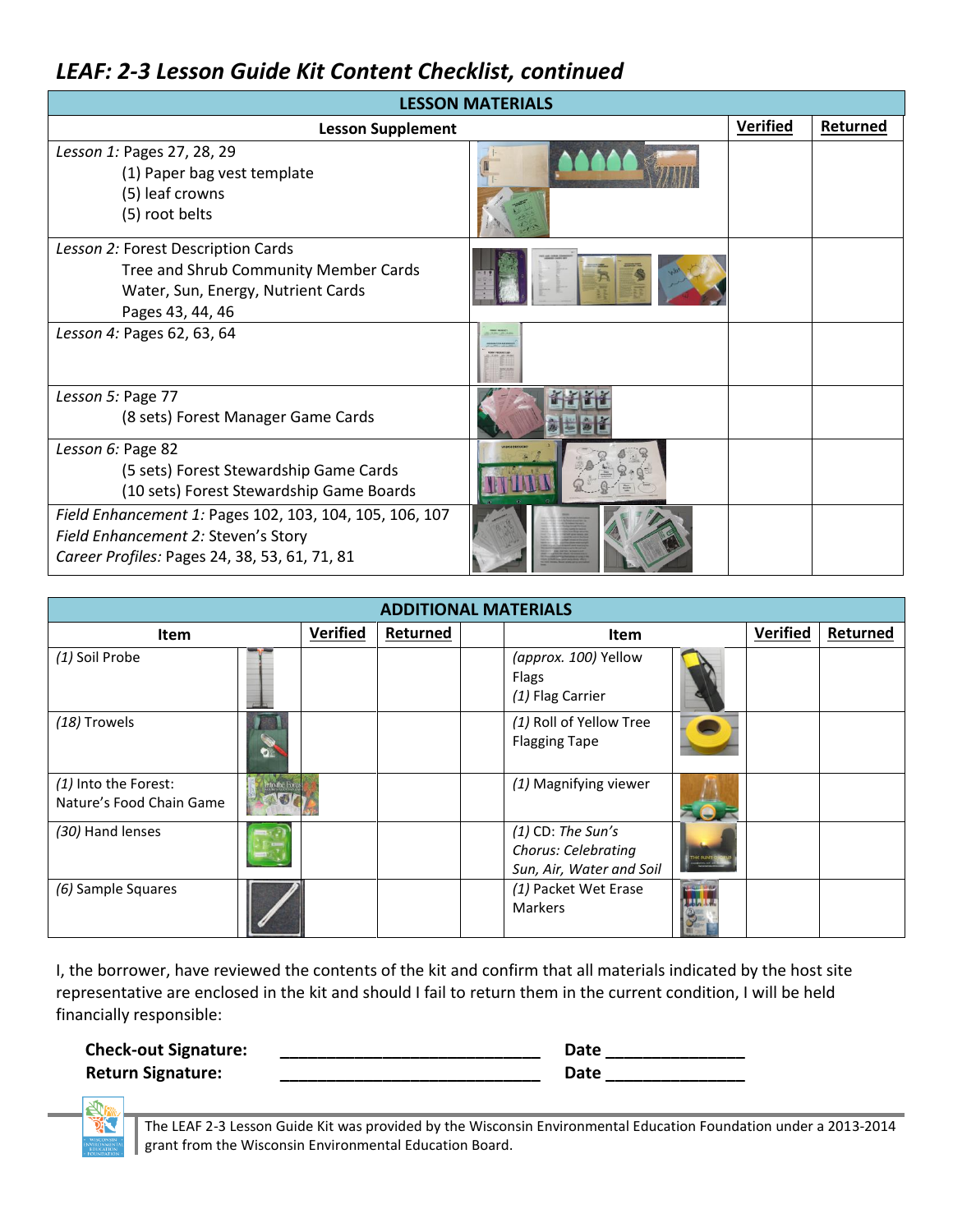## *LEAF: 2-3 Lesson Guide Kit Content Checklist, continued*

| LESSON MATERIALS | | | |
|---|---|---|---|
| **Lesson Supplement** | | **Verified** | **Returned** |
| *Lesson 1:* Pages 27, 28, 29<br>(1) Paper bag vest template<br>(5) leaf crowns<br>(5) root belts | | | |
| *Lesson 2:* Forest Description Cards<br>Tree and Shrub Community Member Cards<br>Water, Sun, Energy, Nutrient Cards<br>Pages 43, 44, 46 | | | |
| *Lesson 4:* Pages 62, 63, 64 | | | |
| *Lesson 5:* Page 77<br>(8 sets) Forest Manager Game Cards | | | |
| *Lesson 6:* Page 82<br>(5 sets) Forest Stewardship Game Cards<br>(10 sets) Forest Stewardship Game Boards | | | |
| *Field Enhancement 1:* Pages 102, 103, 104, 105, 106, 107<br>*Field Enhancement 2:* Steven's Story<br>*Career Profiles:* Pages 24, 38, 53, 61, 71, 81 | | | |

| ADDITIONAL MATERIALS | | | | | | | | | |
|---|---|---|---|---|---|---|---|---|---|
| **Item** | | **Verified** | **Returned** | | **Item** | | **Verified** | **Returned** |
| *(1)* Soil Probe | | | | | *(approx. 100)* Yellow Flags<br>*(1)* Flag Carrier | | | |
| *(18)* Trowels | | | | | *(1)* Roll of Yellow Tree Flagging Tape | | | |
| *(1)* Into the Forest: Nature's Food Chain Game | | | | | *(1)* Magnifying viewer | | | |
| *(30)* Hand lenses | | | | | *(1)* CD: *The Sun's Chorus: Celebrating Sun, Air, Water and Soil* | | | |
| *(6)* Sample Squares | | | | | *(1)* Packet Wet Erase Markers | | | |

I, the borrower, have reviewed the contents of the kit and confirm that all materials indicated by the host site representative are enclosed in the kit and should I fail to return them in the current condition, I will be held financially responsible:

**Check-out Signature:** ______________________________ **Date** _______________

**Return Signature:** ______________________________ **Date** _______________

The LEAF 2-3 Lesson Guide Kit was provided by the Wisconsin Environmental Education Foundation under a 2013-2014 grant from the Wisconsin Environmental Education Board.